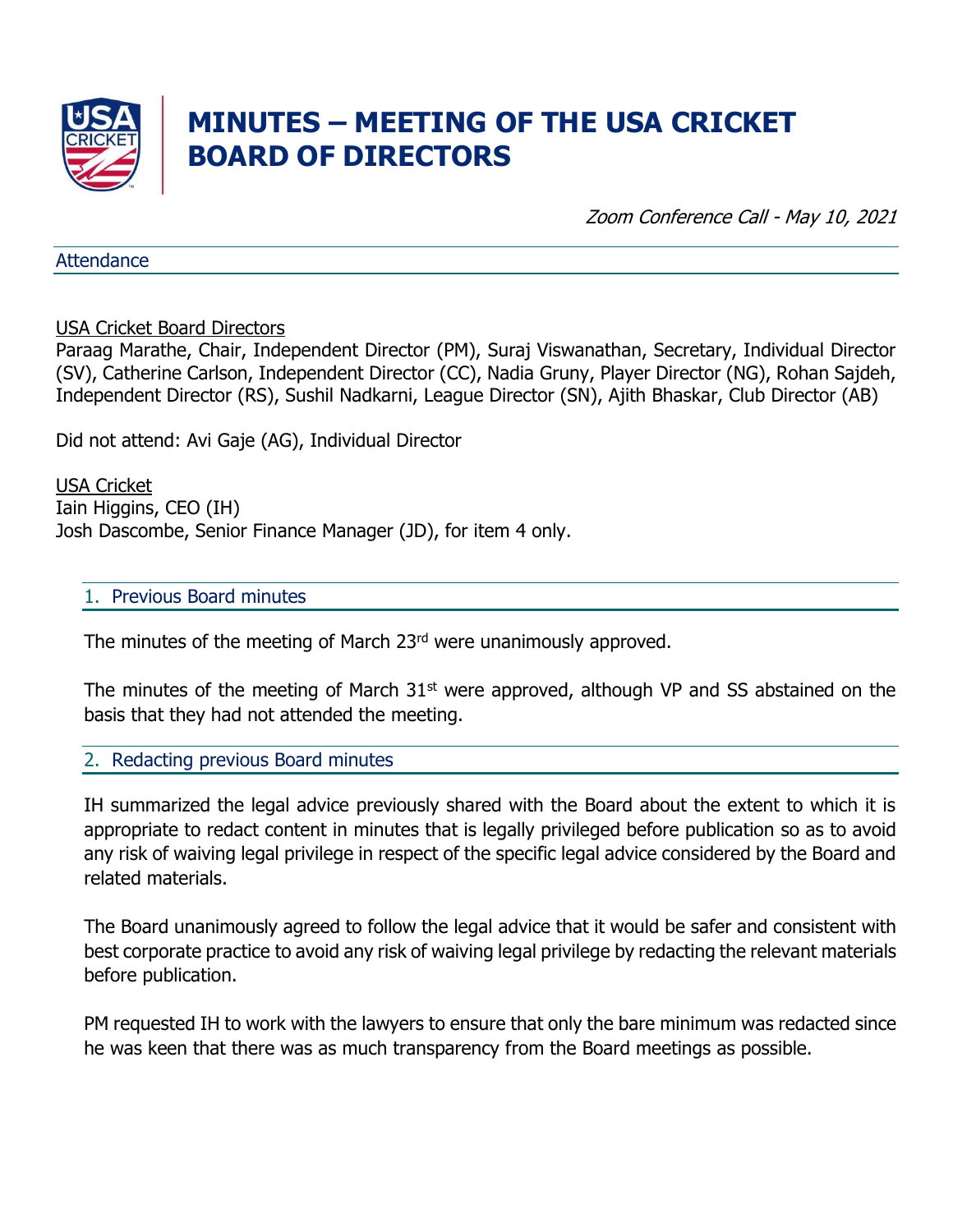# MINUTES – MEETING OF THE USA CRICKET BOARD OF DIRECTORS

*Zoom Conference Call - May 10, 2021*

## Attendance

USA Cricket Board Directors

Paraag Marathe, Chair, Independent Director (PM), Suraj Viswanathan, Secretary, Individual Director (SV), Catherine Carlson, Independent Director (CC), Nadia Gruny, Player Director (NG), Rohan Sajdeh, Independent Director (RS), Sushil Nadkarni, League Director (SN), Ajith Bhaskar, Club Director (AB)

Did not attend: Avi Gaje (AG), Individual Director

USA Cricket

Iain Higgins, CEO (IH)

Josh Dascombe, Senior Finance Manager (JD), for item 4 only.

## 1. Previous Board minutes

The minutes of the meeting of March 23rd were unanimously approved.

The minutes of the meeting of March 31st were approved, although VP and SS abstained on the basis that they had not attended the meeting.

## 2. Redacting previous Board minutes

IH summarized the legal advice previously shared with the Board about the extent to which it is appropriate to redact content in minutes that is legally privileged before publication so as to avoid any risk of waiving legal privilege in respect of the specific legal advice considered by the Board and related materials.

The Board unanimously agreed to follow the legal advice that it would be safer and consistent with best corporate practice to avoid any risk of waiving legal privilege by redacting the relevant materials before publication.

PM requested IH to work with the lawyers to ensure that only the bare minimum was redacted since he was keen that there was as much transparency from the Board meetings as possible.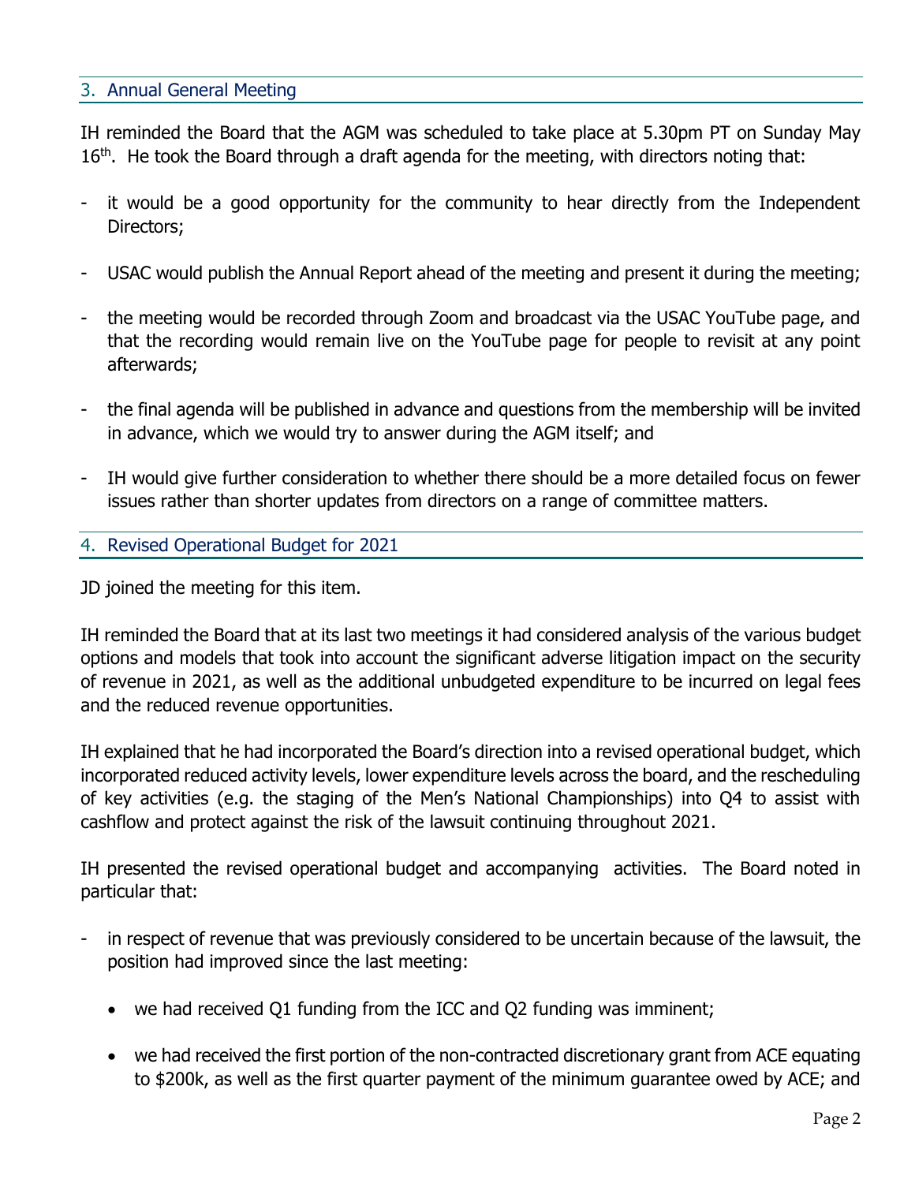## 3. Annual General Meeting

IH reminded the Board that the AGM was scheduled to take place at 5.30pm PT on Sunday May 16th. He took the Board through a draft agenda for the meeting, with directors noting that:

- it would be a good opportunity for the community to hear directly from the Independent Directors;
- USAC would publish the Annual Report ahead of the meeting and present it during the meeting;
- the meeting would be recorded through Zoom and broadcast via the USAC YouTube page, and that the recording would remain live on the YouTube page for people to revisit at any point afterwards;
- the final agenda will be published in advance and questions from the membership will be invited in advance, which we would try to answer during the AGM itself; and
- IH would give further consideration to whether there should be a more detailed focus on fewer issues rather than shorter updates from directors on a range of committee matters.

## 4. Revised Operational Budget for 2021

JD joined the meeting for this item.

IH reminded the Board that at its last two meetings it had considered analysis of the various budget options and models that took into account the significant adverse litigation impact on the security of revenue in 2021, as well as the additional unbudgeted expenditure to be incurred on legal fees and the reduced revenue opportunities.

IH explained that he had incorporated the Board's direction into a revised operational budget, which incorporated reduced activity levels, lower expenditure levels across the board, and the rescheduling of key activities (e.g. the staging of the Men's National Championships) into Q4 to assist with cashflow and protect against the risk of the lawsuit continuing throughout 2021.

IH presented the revised operational budget and accompanying activities. The Board noted in particular that:

- in respect of revenue that was previously considered to be uncertain because of the lawsuit, the position had improved since the last meeting:
  - we had received Q1 funding from the ICC and Q2 funding was imminent;
  - we had received the first portion of the non-contracted discretionary grant from ACE equating to $200k, as well as the first quarter payment of the minimum guarantee owed by ACE; and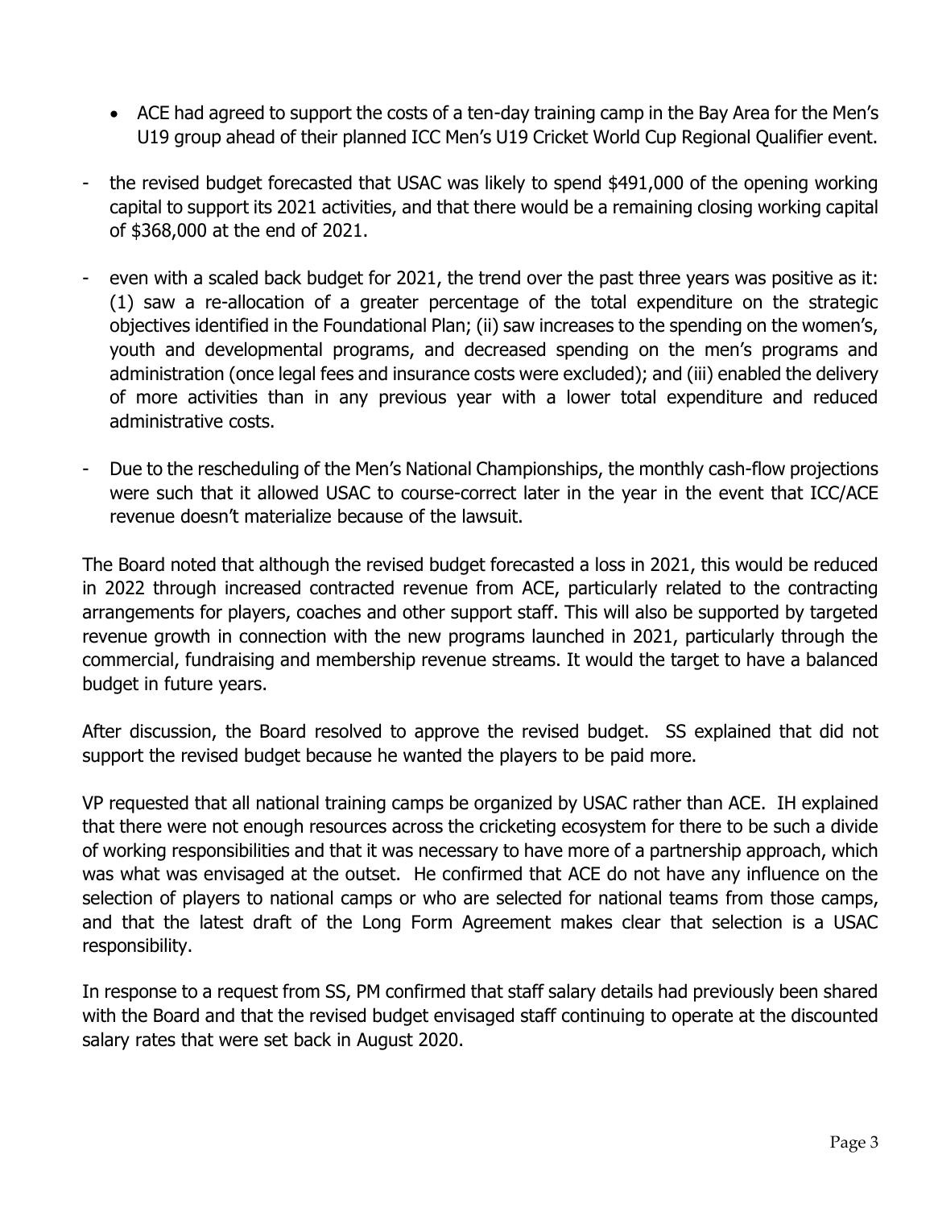- ACE had agreed to support the costs of a ten-day training camp in the Bay Area for the Men's U19 group ahead of their planned ICC Men's U19 Cricket World Cup Regional Qualifier event.

- the revised budget forecasted that USAC was likely to spend $491,000 of the opening working capital to support its 2021 activities, and that there would be a remaining closing working capital of $368,000 at the end of 2021.

- even with a scaled back budget for 2021, the trend over the past three years was positive as it: (1) saw a re-allocation of a greater percentage of the total expenditure on the strategic objectives identified in the Foundational Plan; (ii) saw increases to the spending on the women's, youth and developmental programs, and decreased spending on the men's programs and administration (once legal fees and insurance costs were excluded); and (iii) enabled the delivery of more activities than in any previous year with a lower total expenditure and reduced administrative costs.

- Due to the rescheduling of the Men's National Championships, the monthly cash-flow projections were such that it allowed USAC to course-correct later in the year in the event that ICC/ACE revenue doesn't materialize because of the lawsuit.

The Board noted that although the revised budget forecasted a loss in 2021, this would be reduced in 2022 through increased contracted revenue from ACE, particularly related to the contracting arrangements for players, coaches and other support staff. This will also be supported by targeted revenue growth in connection with the new programs launched in 2021, particularly through the commercial, fundraising and membership revenue streams. It would the target to have a balanced budget in future years.

After discussion, the Board resolved to approve the revised budget. SS explained that did not support the revised budget because he wanted the players to be paid more.

VP requested that all national training camps be organized by USAC rather than ACE. IH explained that there were not enough resources across the cricketing ecosystem for there to be such a divide of working responsibilities and that it was necessary to have more of a partnership approach, which was what was envisaged at the outset. He confirmed that ACE do not have any influence on the selection of players to national camps or who are selected for national teams from those camps, and that the latest draft of the Long Form Agreement makes clear that selection is a USAC responsibility.

In response to a request from SS, PM confirmed that staff salary details had previously been shared with the Board and that the revised budget envisaged staff continuing to operate at the discounted salary rates that were set back in August 2020.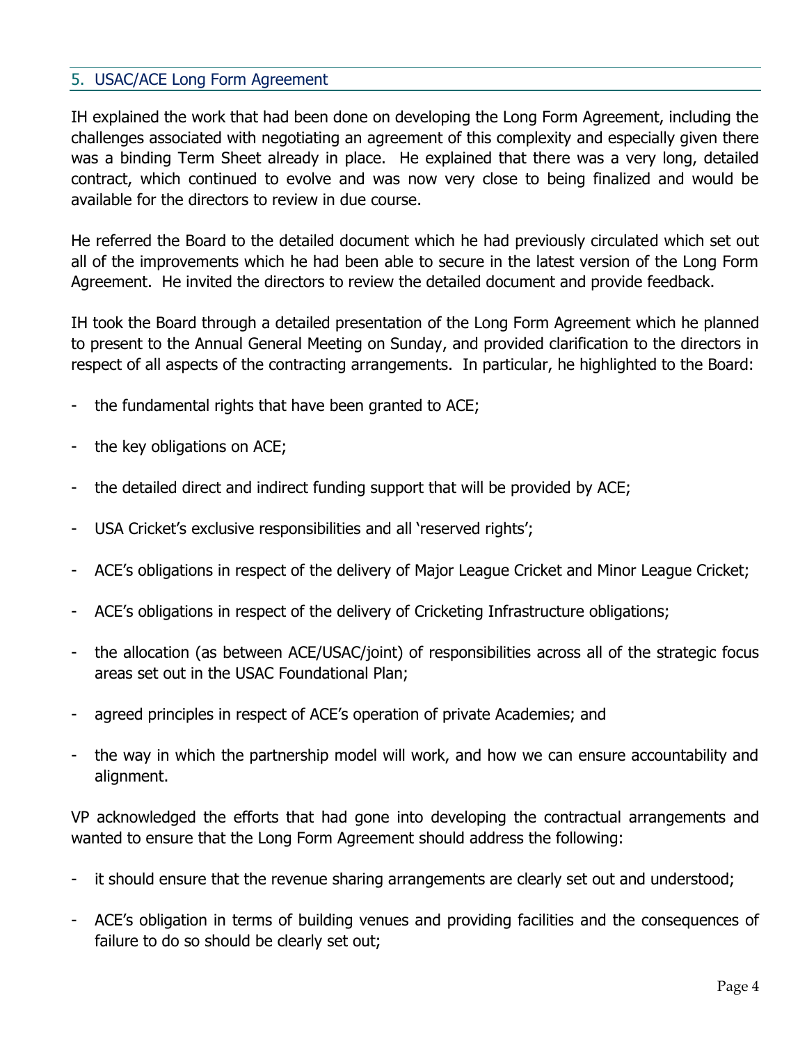## 5. USAC/ACE Long Form Agreement

IH explained the work that had been done on developing the Long Form Agreement, including the challenges associated with negotiating an agreement of this complexity and especially given there was a binding Term Sheet already in place. He explained that there was a very long, detailed contract, which continued to evolve and was now very close to being finalized and would be available for the directors to review in due course.

He referred the Board to the detailed document which he had previously circulated which set out all of the improvements which he had been able to secure in the latest version of the Long Form Agreement. He invited the directors to review the detailed document and provide feedback.

IH took the Board through a detailed presentation of the Long Form Agreement which he planned to present to the Annual General Meeting on Sunday, and provided clarification to the directors in respect of all aspects of the contracting arrangements. In particular, he highlighted to the Board:

- the fundamental rights that have been granted to ACE;
- the key obligations on ACE;
- the detailed direct and indirect funding support that will be provided by ACE;
- USA Cricket's exclusive responsibilities and all 'reserved rights';
- ACE's obligations in respect of the delivery of Major League Cricket and Minor League Cricket;
- ACE's obligations in respect of the delivery of Cricketing Infrastructure obligations;
- the allocation (as between ACE/USAC/joint) of responsibilities across all of the strategic focus areas set out in the USAC Foundational Plan;
- agreed principles in respect of ACE's operation of private Academies; and
- the way in which the partnership model will work, and how we can ensure accountability and alignment.

VP acknowledged the efforts that had gone into developing the contractual arrangements and wanted to ensure that the Long Form Agreement should address the following:

- it should ensure that the revenue sharing arrangements are clearly set out and understood;
- ACE's obligation in terms of building venues and providing facilities and the consequences of failure to do so should be clearly set out;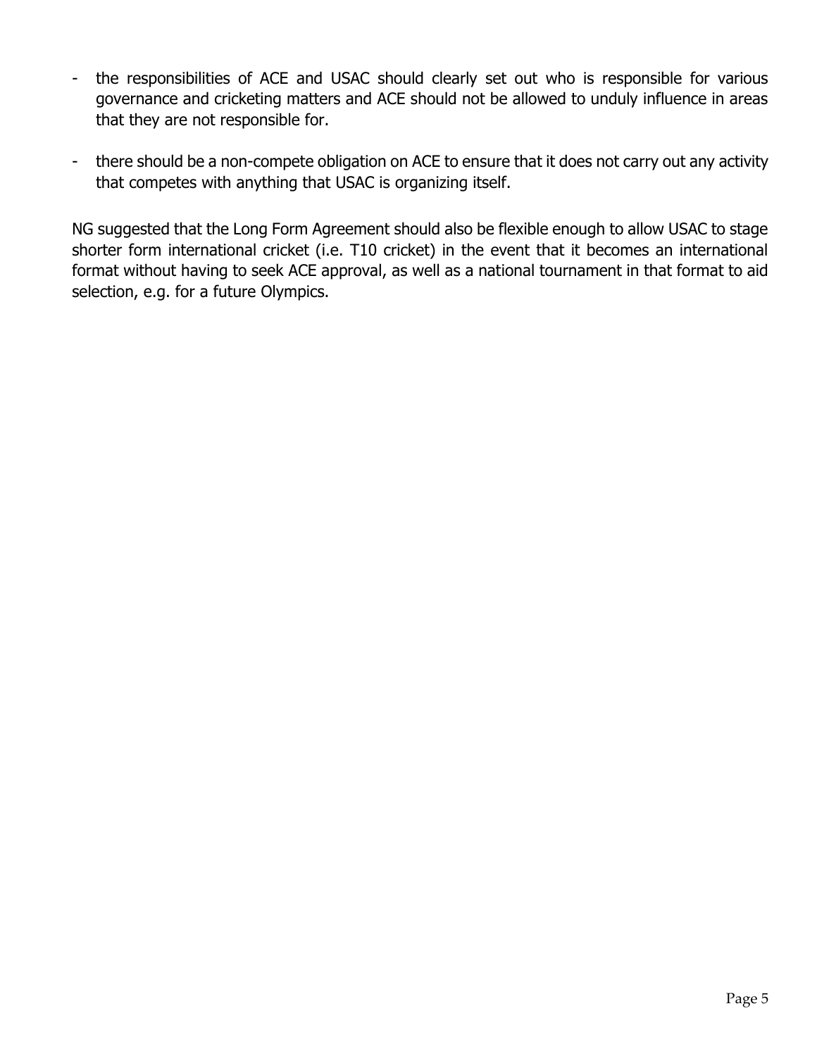- the responsibilities of ACE and USAC should clearly set out who is responsible for various governance and cricketing matters and ACE should not be allowed to unduly influence in areas that they are not responsible for.

- there should be a non-compete obligation on ACE to ensure that it does not carry out any activity that competes with anything that USAC is organizing itself.

NG suggested that the Long Form Agreement should also be flexible enough to allow USAC to stage shorter form international cricket (i.e. T10 cricket) in the event that it becomes an international format without having to seek ACE approval, as well as a national tournament in that format to aid selection, e.g. for a future Olympics.